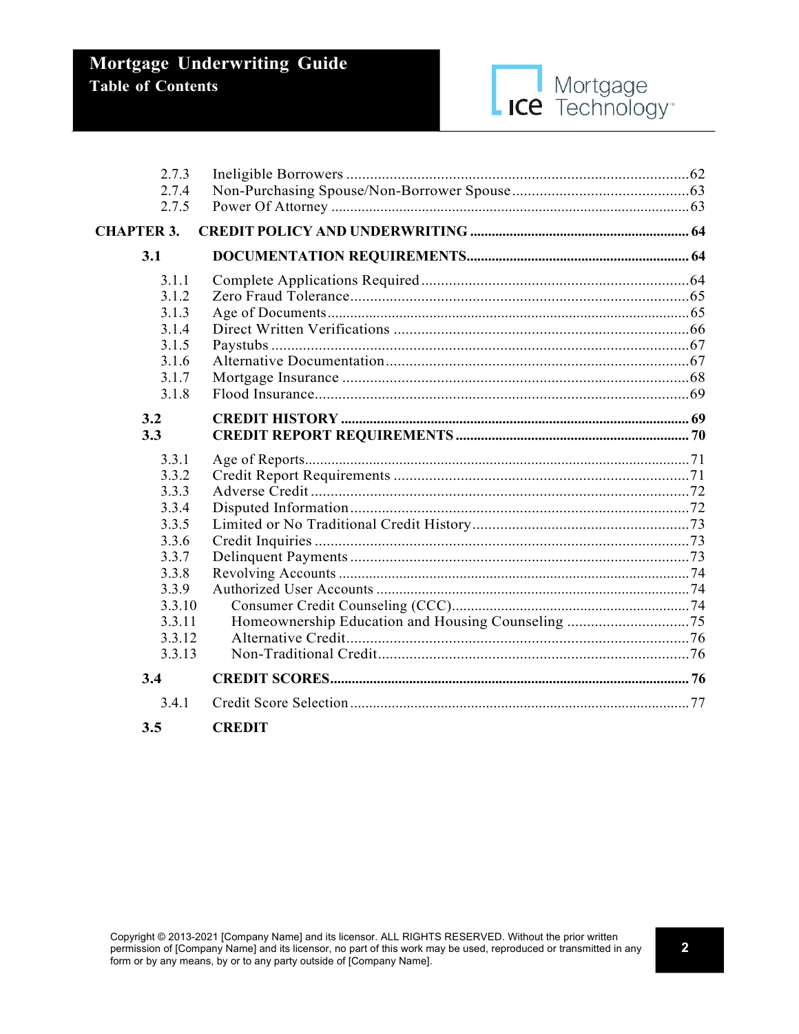| | | |
|---|---|---|
| 2.7.3 | Ineligible Borrowers | 62 |
| 2.7.4 | Non-Purchasing Spouse/Non-Borrower Spouse | 63 |
| 2.7.5 | Power Of Attorney | 63 |
| **CHAPTER 3.** | **CREDIT POLICY AND UNDERWRITING** | **64** |
| **3.1** | **DOCUMENTATION REQUIREMENTS** | **64** |
| 3.1.1 | Complete Applications Required | 64 |
| 3.1.2 | Zero Fraud Tolerance | 65 |
| 3.1.3 | Age of Documents | 65 |
| 3.1.4 | Direct Written Verifications | 66 |
| 3.1.5 | Paystubs | 67 |
| 3.1.6 | Alternative Documentation | 67 |
| 3.1.7 | Mortgage Insurance | 68 |
| 3.1.8 | Flood Insurance | 69 |
| **3.2** | **CREDIT HISTORY** | **69** |
| **3.3** | **CREDIT REPORT REQUIREMENTS** | **70** |
| 3.3.1 | Age of Reports | 71 |
| 3.3.2 | Credit Report Requirements | 71 |
| 3.3.3 | Adverse Credit | 72 |
| 3.3.4 | Disputed Information | 72 |
| 3.3.5 | Limited or No Traditional Credit History | 73 |
| 3.3.6 | Credit Inquiries | 73 |
| 3.3.7 | Delinquent Payments | 73 |
| 3.3.8 | Revolving Accounts | 74 |
| 3.3.9 | Authorized User Accounts | 74 |
| 3.3.10 | Consumer Credit Counseling (CCC) | 74 |
| 3.3.11 | Homeownership Education and Housing Counseling | 75 |
| 3.3.12 | Alternative Credit | 76 |
| 3.3.13 | Non-Traditional Credit | 76 |
| **3.4** | **CREDIT SCORES** | **76** |
| 3.4.1 | Credit Score Selection | 77 |
| **3.5** | **CREDIT** | |

Copyright © 2013-2021 [Company Name] and its licensor. ALL RIGHTS RESERVED. Without the prior written permission of [Company Name] and its licensor, no part of this work may be used, reproduced or transmitted in any form or by any means, by or to any party outside of [Company Name].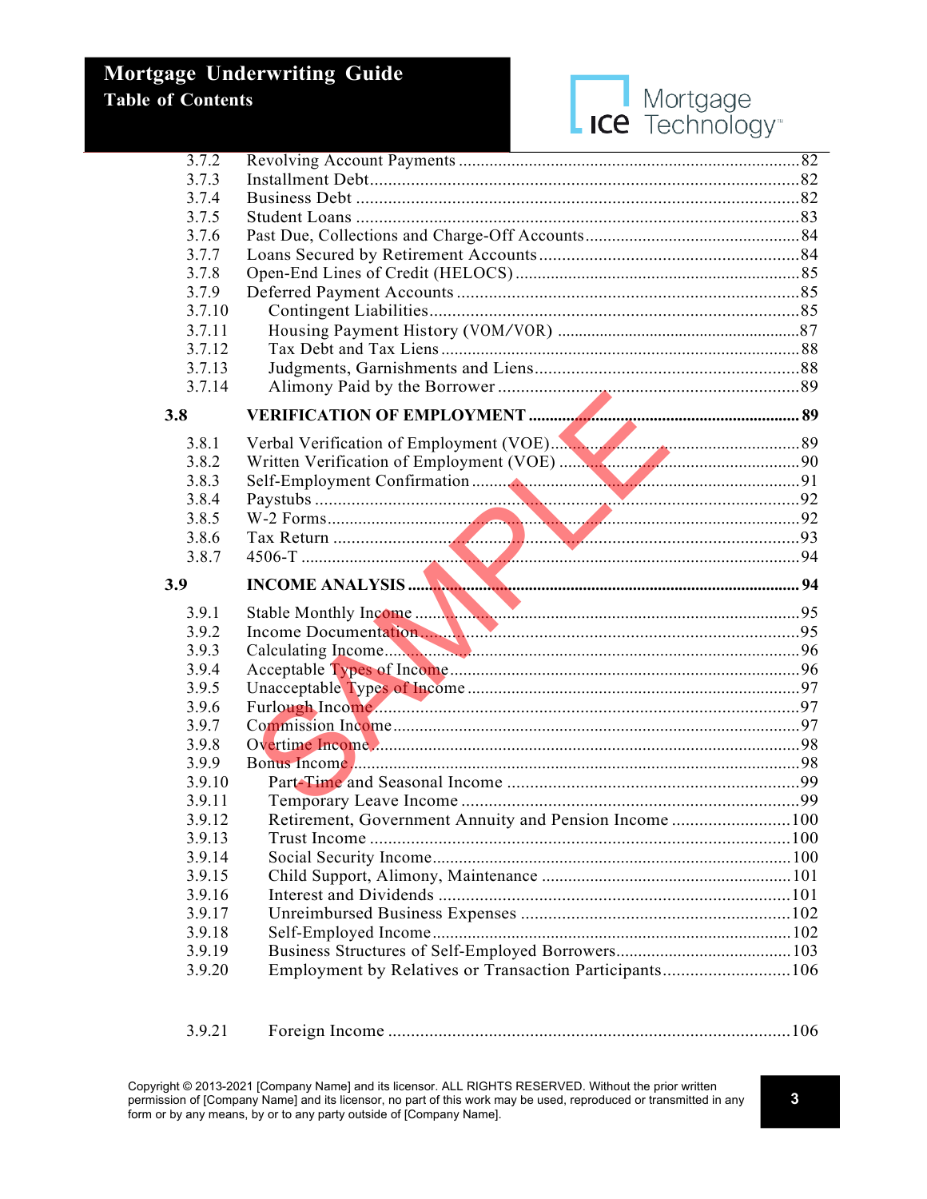3.7.2 Revolving Account Payments .......... 82
3.7.3 Installment Debt .......... 82
3.7.4 Business Debt .......... 82
3.7.5 Student Loans .......... 83
3.7.6 Past Due, Collections and Charge-Off Accounts .......... 84
3.7.7 Loans Secured by Retirement Accounts .......... 84
3.7.8 Open-End Lines of Credit (HELOCS) .......... 85
3.7.9 Deferred Payment Accounts .......... 85
3.7.10 Contingent Liabilities .......... 85
3.7.11 Housing Payment History (VOM/VOR) .......... 87
3.7.12 Tax Debt and Tax Liens .......... 88
3.7.13 Judgments, Garnishments and Liens .......... 88
3.7.14 Alimony Paid by the Borrower .......... 89

**3.8 VERIFICATION OF EMPLOYMENT .......... 89**

3.8.1 Verbal Verification of Employment (VOE) .......... 89
3.8.2 Written Verification of Employment (VOE) .......... 90
3.8.3 Self-Employment Confirmation .......... 91
3.8.4 Paystubs .......... 92
3.8.5 W-2 Forms .......... 92
3.8.6 Tax Return .......... 93
3.8.7 4506-T .......... 94

**3.9 INCOME ANALYSIS .......... 94**

3.9.1 Stable Monthly Income .......... 95
3.9.2 Income Documentation .......... 95
3.9.3 Calculating Income .......... 96
3.9.4 Acceptable Types of Income .......... 96
3.9.5 Unacceptable Types of Income .......... 97
3.9.6 Furlough Income .......... 97
3.9.7 Commission Income .......... 97
3.9.8 Overtime Income .......... 98
3.9.9 Bonus Income .......... 98
3.9.10 Part-Time and Seasonal Income .......... 99
3.9.11 Temporary Leave Income .......... 99
3.9.12 Retirement, Government Annuity and Pension Income .......... 100
3.9.13 Trust Income .......... 100
3.9.14 Social Security Income .......... 100
3.9.15 Child Support, Alimony, Maintenance .......... 101
3.9.16 Interest and Dividends .......... 101
3.9.17 Unreimbursed Business Expenses .......... 102
3.9.18 Self-Employed Income .......... 102
3.9.19 Business Structures of Self-Employed Borrowers .......... 103
3.9.20 Employment by Relatives or Transaction Participants .......... 106

3.9.21 Foreign Income .......... 106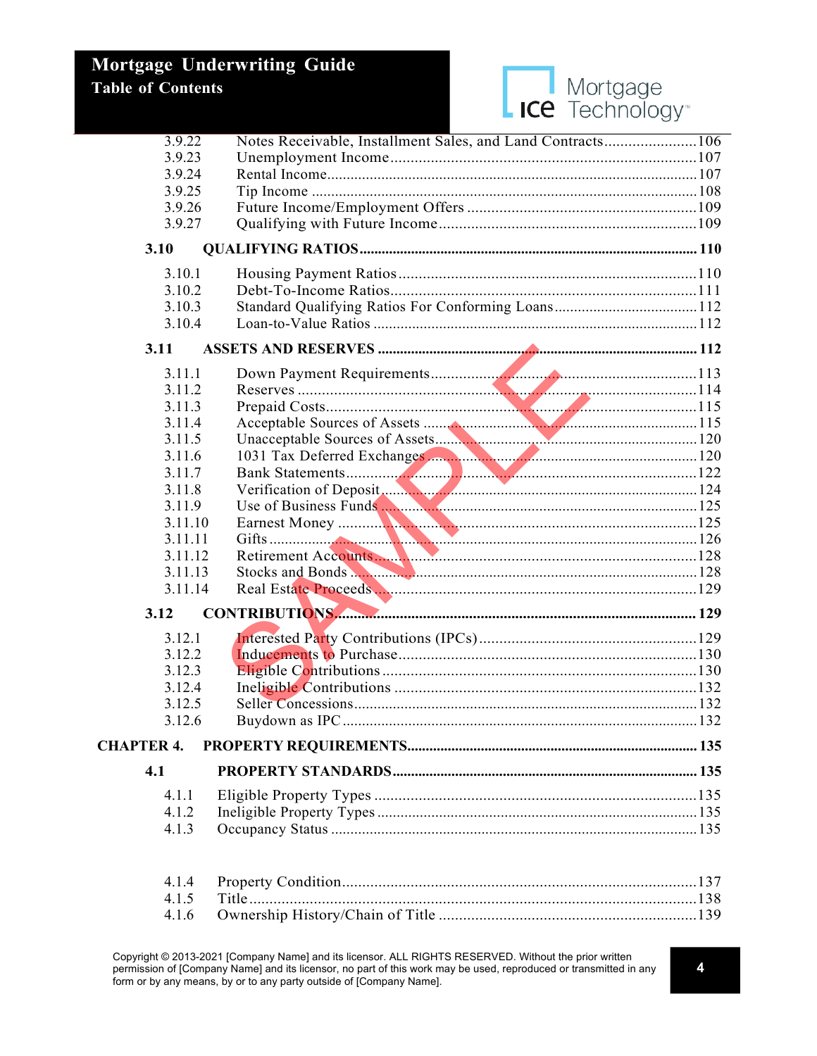| | | |
|---|---|---|
| 3.9.22 | Notes Receivable, Installment Sales, and Land Contracts | 106 |
| 3.9.23 | Unemployment Income | 107 |
| 3.9.24 | Rental Income | 107 |
| 3.9.25 | Tip Income | 108 |
| 3.9.26 | Future Income/Employment Offers | 109 |
| 3.9.27 | Qualifying with Future Income | 109 |
| **3.10** | **QUALIFYING RATIOS** | **110** |
| 3.10.1 | Housing Payment Ratios | 110 |
| 3.10.2 | Debt-To-Income Ratios | 111 |
| 3.10.3 | Standard Qualifying Ratios For Conforming Loans | 112 |
| 3.10.4 | Loan-to-Value Ratios | 112 |
| **3.11** | **ASSETS AND RESERVES** | **112** |
| 3.11.1 | Down Payment Requirements | 113 |
| 3.11.2 | Reserves | 114 |
| 3.11.3 | Prepaid Costs | 115 |
| 3.11.4 | Acceptable Sources of Assets | 115 |
| 3.11.5 | Unacceptable Sources of Assets | 120 |
| 3.11.6 | 1031 Tax Deferred Exchanges | 120 |
| 3.11.7 | Bank Statements | 122 |
| 3.11.8 | Verification of Deposit | 124 |
| 3.11.9 | Use of Business Funds | 125 |
| 3.11.10 | Earnest Money | 125 |
| 3.11.11 | Gifts | 126 |
| 3.11.12 | Retirement Accounts | 128 |
| 3.11.13 | Stocks and Bonds | 128 |
| 3.11.14 | Real Estate Proceeds | 129 |
| **3.12** | **CONTRIBUTIONS** | **129** |
| 3.12.1 | Interested Party Contributions (IPCs) | 129 |
| 3.12.2 | Inducements to Purchase | 130 |
| 3.12.3 | Eligible Contributions | 130 |
| 3.12.4 | Ineligible Contributions | 132 |
| 3.12.5 | Seller Concessions | 132 |
| 3.12.6 | Buydown as IPC | 132 |
| **CHAPTER 4.** | **PROPERTY REQUIREMENTS** | **135** |
| **4.1** | **PROPERTY STANDARDS** | **135** |
| 4.1.1 | Eligible Property Types | 135 |
| 4.1.2 | Ineligible Property Types | 135 |
| 4.1.3 | Occupancy Status | 135 |
| 4.1.4 | Property Condition | 137 |
| 4.1.5 | Title | 138 |
| 4.1.6 | Ownership History/Chain of Title | 139 |

Copyright © 2013-2021 [Company Name] and its licensor. ALL RIGHTS RESERVED. Without the prior written permission of [Company Name] and its licensor, no part of this work may be used, reproduced or transmitted in any form or by any means, by or to any party outside of [Company Name].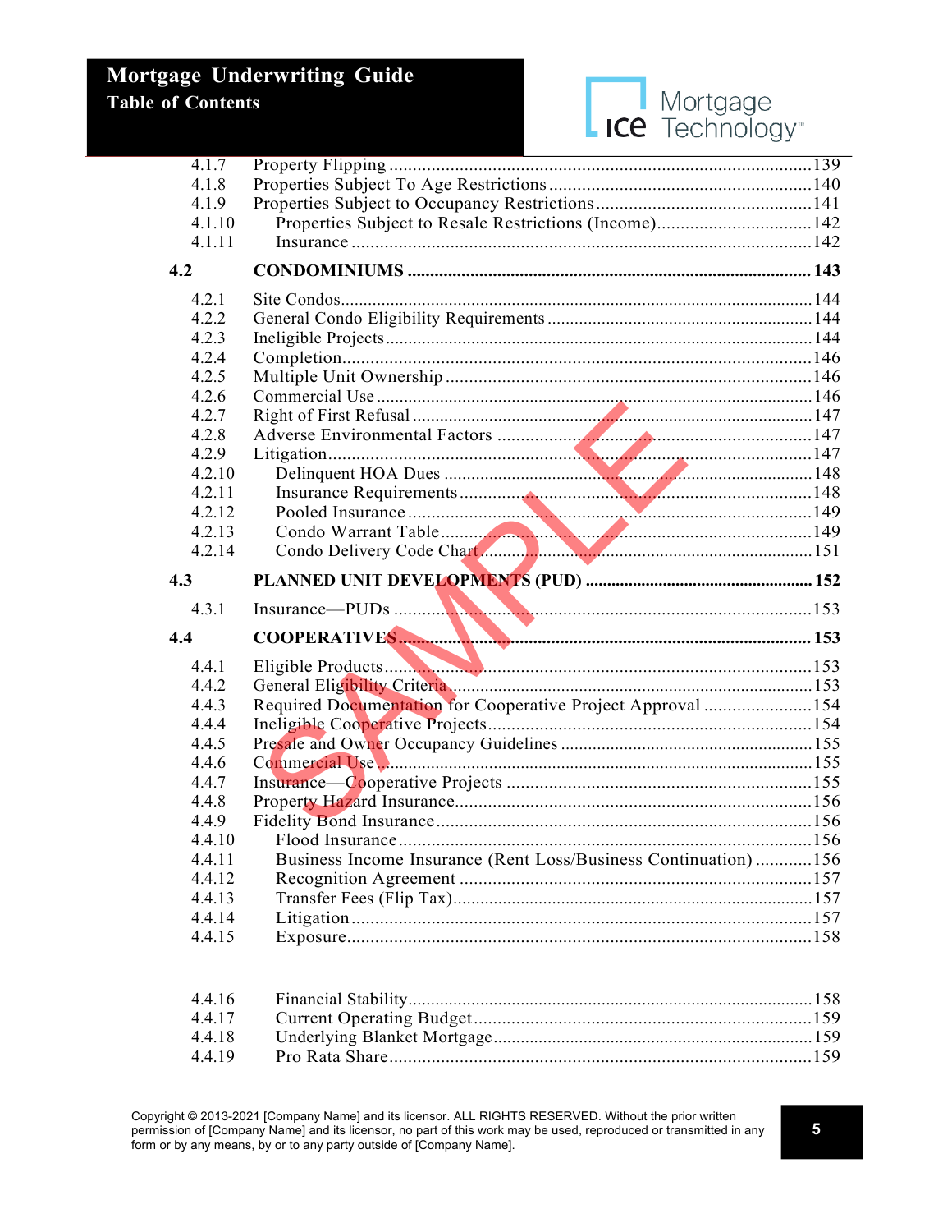| | | |
|---|---|---|
| 4.1.7 | Property Flipping | 139 |
| 4.1.8 | Properties Subject To Age Restrictions | 140 |
| 4.1.9 | Properties Subject to Occupancy Restrictions | 141 |
| 4.1.10 | Properties Subject to Resale Restrictions (Income) | 142 |
| 4.1.11 | Insurance | 142 |
| **4.2** | **CONDOMINIUMS** | **143** |
| 4.2.1 | Site Condos | 144 |
| 4.2.2 | General Condo Eligibility Requirements | 144 |
| 4.2.3 | Ineligible Projects | 144 |
| 4.2.4 | Completion | 146 |
| 4.2.5 | Multiple Unit Ownership | 146 |
| 4.2.6 | Commercial Use | 146 |
| 4.2.7 | Right of First Refusal | 147 |
| 4.2.8 | Adverse Environmental Factors | 147 |
| 4.2.9 | Litigation | 147 |
| 4.2.10 | Delinquent HOA Dues | 148 |
| 4.2.11 | Insurance Requirements | 148 |
| 4.2.12 | Pooled Insurance | 149 |
| 4.2.13 | Condo Warrant Table | 149 |
| 4.2.14 | Condo Delivery Code Chart | 151 |
| **4.3** | **PLANNED UNIT DEVELOPMENTS (PUD)** | **152** |
| 4.3.1 | Insurance—PUDs | 153 |
| **4.4** | **COOPERATIVES** | **153** |
| 4.4.1 | Eligible Products | 153 |
| 4.4.2 | General Eligibility Criteria | 153 |
| 4.4.3 | Required Documentation for Cooperative Project Approval | 154 |
| 4.4.4 | Ineligible Cooperative Projects | 154 |
| 4.4.5 | Presale and Owner Occupancy Guidelines | 155 |
| 4.4.6 | Commercial Use | 155 |
| 4.4.7 | Insurance—Cooperative Projects | 155 |
| 4.4.8 | Property Hazard Insurance | 156 |
| 4.4.9 | Fidelity Bond Insurance | 156 |
| 4.4.10 | Flood Insurance | 156 |
| 4.4.11 | Business Income Insurance (Rent Loss/Business Continuation) | 156 |
| 4.4.12 | Recognition Agreement | 157 |
| 4.4.13 | Transfer Fees (Flip Tax) | 157 |
| 4.4.14 | Litigation | 157 |
| 4.4.15 | Exposure | 158 |
| 4.4.16 | Financial Stability | 158 |
| 4.4.17 | Current Operating Budget | 159 |
| 4.4.18 | Underlying Blanket Mortgage | 159 |
| 4.4.19 | Pro Rata Share | 159 |

Copyright © 2013-2021 [Company Name] and its licensor. ALL RIGHTS RESERVED. Without the prior written permission of [Company Name] and its licensor, no part of this work may be used, reproduced or transmitted in any form or by any means, by or to any party outside of [Company Name].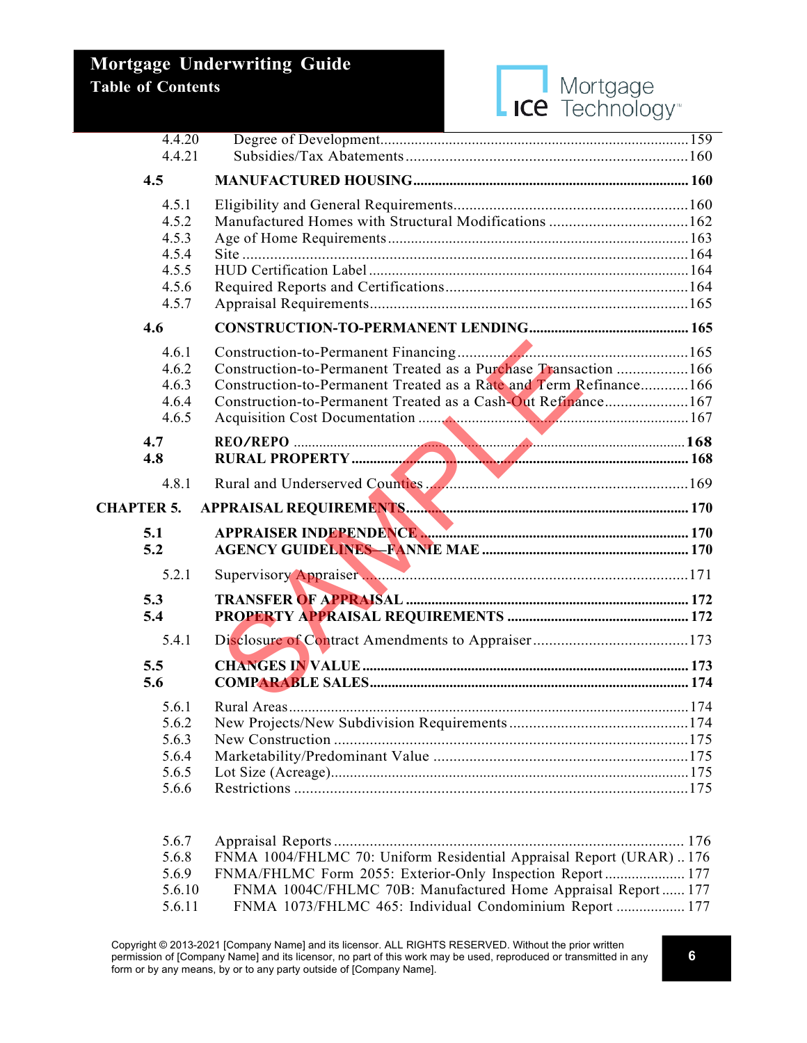4.4.20 Degree of Development ..... 159
4.4.21 Subsidies/Tax Abatements ..... 160

**4.5 MANUFACTURED HOUSING ..... 160**

4.5.1 Eligibility and General Requirements ..... 160
4.5.2 Manufactured Homes with Structural Modifications ..... 162
4.5.3 Age of Home Requirements ..... 163
4.5.4 Site ..... 164
4.5.5 HUD Certification Label ..... 164
4.5.6 Required Reports and Certifications ..... 164
4.5.7 Appraisal Requirements ..... 165

**4.6 CONSTRUCTION-TO-PERMANENT LENDING ..... 165**

4.6.1 Construction-to-Permanent Financing ..... 165
4.6.2 Construction-to-Permanent Treated as a Purchase Transaction ..... 166
4.6.3 Construction-to-Permanent Treated as a Rate and Term Refinance ..... 166
4.6.4 Construction-to-Permanent Treated as a Cash-Out Refinance ..... 167
4.6.5 Acquisition Cost Documentation ..... 167

**4.7 REO/REPO ..... 168**
**4.8 RURAL PROPERTY ..... 168**

4.8.1 Rural and Underserved Counties ..... 169

**CHAPTER 5. APPRAISAL REQUIREMENTS ..... 170**

**5.1 APPRAISER INDEPENDENCE ..... 170**
**5.2 AGENCY GUIDELINES—FANNIE MAE ..... 170**

5.2.1 Supervisory Appraiser ..... 171

**5.3 TRANSFER OF APPRAISAL ..... 172**
**5.4 PROPERTY APPRAISAL REQUIREMENTS ..... 172**

5.4.1 Disclosure of Contract Amendments to Appraiser ..... 173

**5.5 CHANGES IN VALUE ..... 173**
**5.6 COMPARABLE SALES ..... 174**

5.6.1 Rural Areas ..... 174
5.6.2 New Projects/New Subdivision Requirements ..... 174
5.6.3 New Construction ..... 175
5.6.4 Marketability/Predominant Value ..... 175
5.6.5 Lot Size (Acreage) ..... 175
5.6.6 Restrictions ..... 175
5.6.7 Appraisal Reports ..... 176
5.6.8 FNMA 1004/FHLMC 70: Uniform Residential Appraisal Report (URAR) ..... 176
5.6.9 FNMA/FHLMC Form 2055: Exterior-Only Inspection Report ..... 177
5.6.10 FNMA 1004C/FHLMC 70B: Manufactured Home Appraisal Report ..... 177
5.6.11 FNMA 1073/FHLMC 465: Individual Condominium Report ..... 177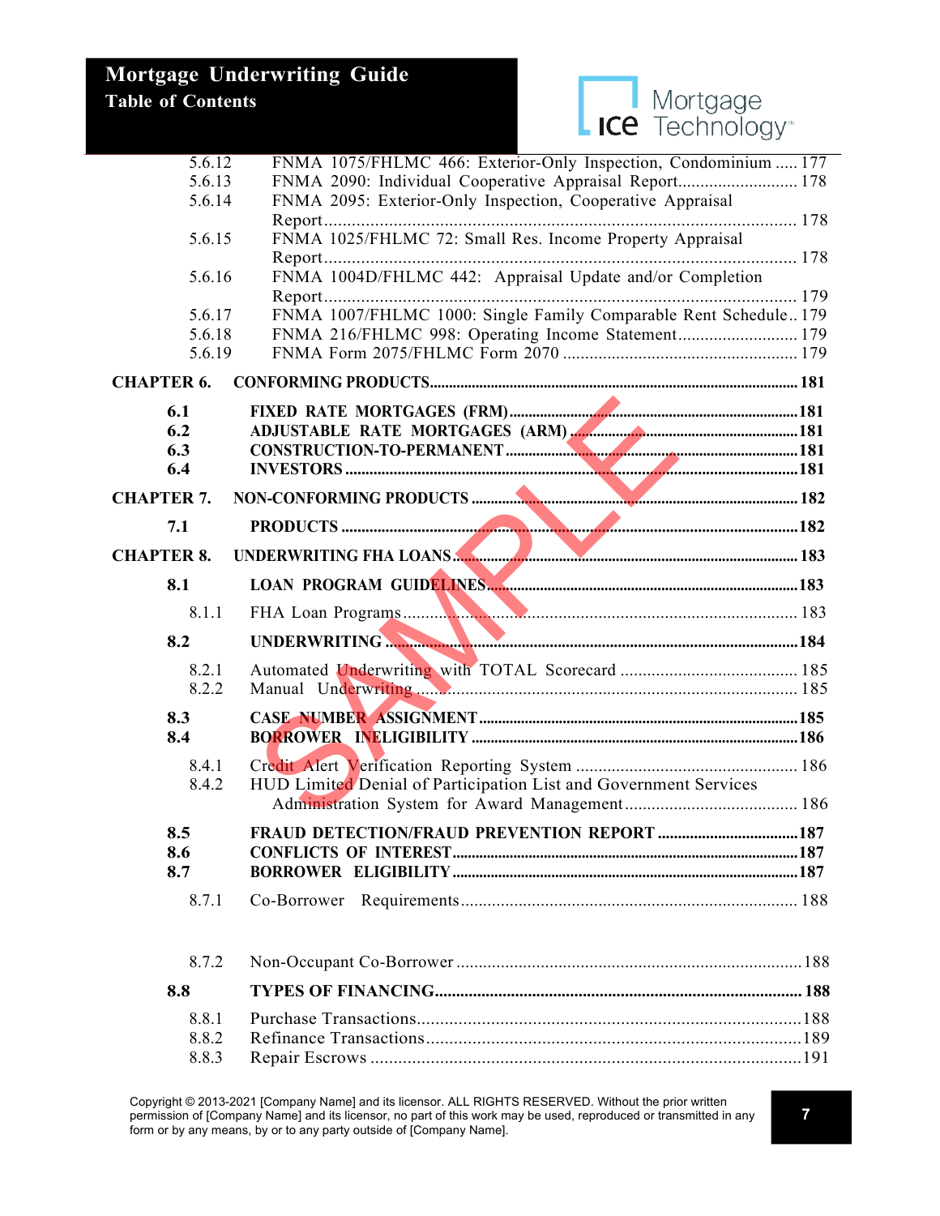| | | |
|---|---|---|
| 5.6.12 | FNMA 1075/FHLMC 466: Exterior-Only Inspection, Condominium | 177 |
| 5.6.13 | FNMA 2090: Individual Cooperative Appraisal Report | 178 |
| 5.6.14 | FNMA 2095: Exterior-Only Inspection, Cooperative Appraisal Report | 178 |
| 5.6.15 | FNMA 1025/FHLMC 72: Small Res. Income Property Appraisal Report | 178 |
| 5.6.16 | FNMA 1004D/FHLMC 442: Appraisal Update and/or Completion Report | 179 |
| 5.6.17 | FNMA 1007/FHLMC 1000: Single Family Comparable Rent Schedule | 179 |
| 5.6.18 | FNMA 216/FHLMC 998: Operating Income Statement | 179 |
| 5.6.19 | FNMA Form 2075/FHLMC Form 2070 | 179 |
| **CHAPTER 6.** | **CONFORMING PRODUCTS** | **181** |
| **6.1** | **FIXED RATE MORTGAGES (FRM)** | **181** |
| **6.2** | **ADJUSTABLE RATE MORTGAGES (ARM)** | **181** |
| **6.3** | **CONSTRUCTION-TO-PERMANENT** | **181** |
| **6.4** | **INVESTORS** | **181** |
| **CHAPTER 7.** | **NON-CONFORMING PRODUCTS** | **182** |
| **7.1** | **PRODUCTS** | **182** |
| **CHAPTER 8.** | **UNDERWRITING FHA LOANS** | **183** |
| **8.1** | **LOAN PROGRAM GUIDELINES** | **183** |
| 8.1.1 | FHA Loan Programs | 183 |
| **8.2** | **UNDERWRITING** | **184** |
| 8.2.1 | Automated Underwriting with TOTAL Scorecard | 185 |
| 8.2.2 | Manual Underwriting | 185 |
| **8.3** | **CASE NUMBER ASSIGNMENT** | **185** |
| **8.4** | **BORROWER INELIGIBILITY** | **186** |
| 8.4.1 | Credit Alert Verification Reporting System | 186 |
| 8.4.2 | HUD Limited Denial of Participation List and Government Services Administration System for Award Management | 186 |
| **8.5** | **FRAUD DETECTION/FRAUD PREVENTION REPORT** | **187** |
| **8.6** | **CONFLICTS OF INTEREST** | **187** |
| **8.7** | **BORROWER ELIGIBILITY** | **187** |
| 8.7.1 | Co-Borrower Requirements | 188 |
| 8.7.2 | Non-Occupant Co-Borrower | 188 |
| **8.8** | **TYPES OF FINANCING** | **188** |
| 8.8.1 | Purchase Transactions | 188 |
| 8.8.2 | Refinance Transactions | 189 |
| 8.8.3 | Repair Escrows | 191 |

Copyright © 2013-2021 [Company Name] and its licensor. ALL RIGHTS RESERVED. Without the prior written permission of [Company Name] and its licensor, no part of this work may be used, reproduced or transmitted in any form or by any means, by or to any party outside of [Company Name].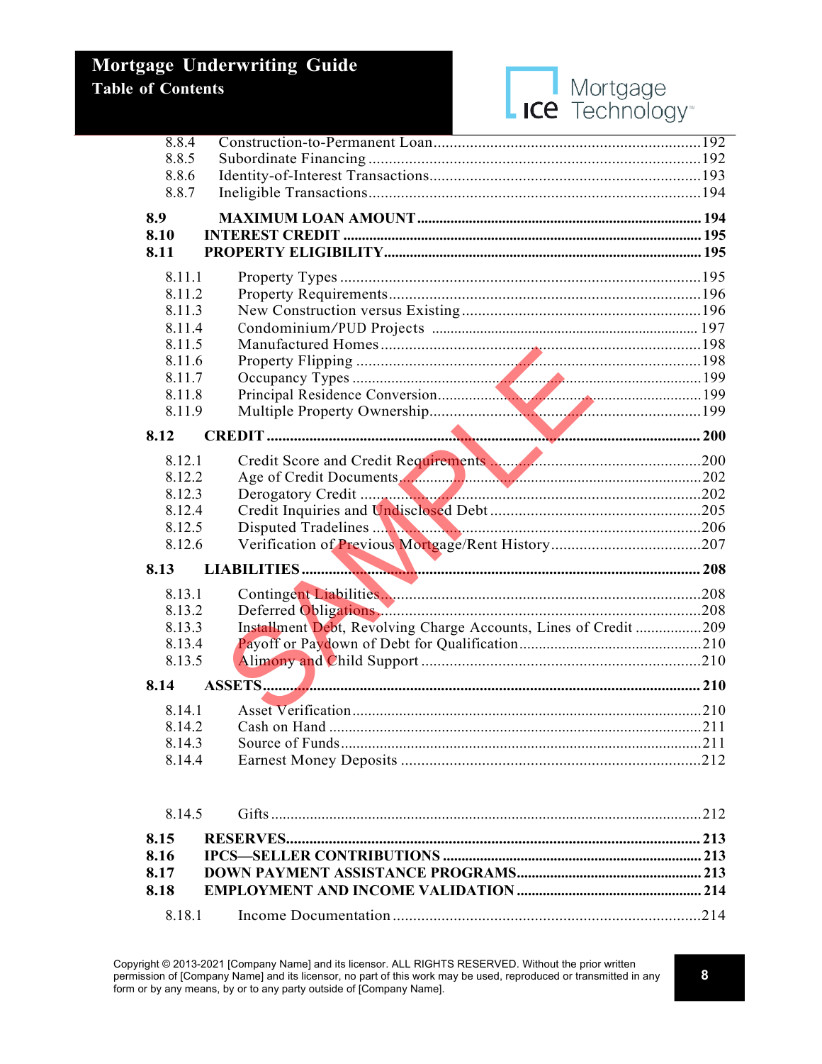| | | |
|---|---|---|
| 8.8.4 | Construction-to-Permanent Loan | 192 |
| 8.8.5 | Subordinate Financing | 192 |
| 8.8.6 | Identity-of-Interest Transactions | 193 |
| 8.8.7 | Ineligible Transactions | 194 |
| **8.9** | **MAXIMUM LOAN AMOUNT** | **194** |
| **8.10** | **INTEREST CREDIT** | **195** |
| **8.11** | **PROPERTY ELIGIBILITY** | **195** |
| 8.11.1 | Property Types | 195 |
| 8.11.2 | Property Requirements | 196 |
| 8.11.3 | New Construction versus Existing | 196 |
| 8.11.4 | Condominium/PUD Projects | 197 |
| 8.11.5 | Manufactured Homes | 198 |
| 8.11.6 | Property Flipping | 198 |
| 8.11.7 | Occupancy Types | 199 |
| 8.11.8 | Principal Residence Conversion | 199 |
| 8.11.9 | Multiple Property Ownership | 199 |
| **8.12** | **CREDIT** | **200** |
| 8.12.1 | Credit Score and Credit Requirements | 200 |
| 8.12.2 | Age of Credit Documents | 202 |
| 8.12.3 | Derogatory Credit | 202 |
| 8.12.4 | Credit Inquiries and Undisclosed Debt | 205 |
| 8.12.5 | Disputed Tradelines | 206 |
| 8.12.6 | Verification of Previous Mortgage/Rent History | 207 |
| **8.13** | **LIABILITIES** | **208** |
| 8.13.1 | Contingent Liabilities | 208 |
| 8.13.2 | Deferred Obligations | 208 |
| 8.13.3 | Installment Debt, Revolving Charge Accounts, Lines of Credit | 209 |
| 8.13.4 | Payoff or Paydown of Debt for Qualification | 210 |
| 8.13.5 | Alimony and Child Support | 210 |
| **8.14** | **ASSETS** | **210** |
| 8.14.1 | Asset Verification | 210 |
| 8.14.2 | Cash on Hand | 211 |
| 8.14.3 | Source of Funds | 211 |
| 8.14.4 | Earnest Money Deposits | 212 |
| 8.14.5 | Gifts | 212 |
| **8.15** | **RESERVES** | **213** |
| **8.16** | **IPCS—SELLER CONTRIBUTIONS** | **213** |
| **8.17** | **DOWN PAYMENT ASSISTANCE PROGRAMS** | **213** |
| **8.18** | **EMPLOYMENT AND INCOME VALIDATION** | **214** |
| 8.18.1 | Income Documentation | 214 |

Copyright © 2013-2021 [Company Name] and its licensor. ALL RIGHTS RESERVED. Without the prior written permission of [Company Name] and its licensor, no part of this work may be used, reproduced or transmitted in any form or by any means, by or to any party outside of [Company Name].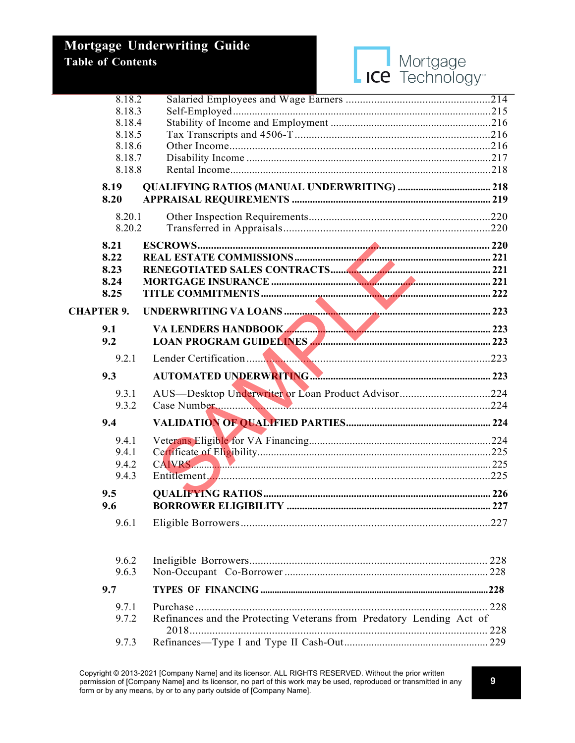| | | |
|---|---|---|
| 8.18.2 | Salaried Employees and Wage Earners | 214 |
| 8.18.3 | Self-Employed | 215 |
| 8.18.4 | Stability of Income and Employment | 216 |
| 8.18.5 | Tax Transcripts and 4506-T | 216 |
| 8.18.6 | Other Income | 216 |
| 8.18.7 | Disability Income | 217 |
| 8.18.8 | Rental Income | 218 |
| **8.19** | **QUALIFYING RATIOS (MANUAL UNDERWRITING)** | **218** |
| **8.20** | **APPRAISAL REQUIREMENTS** | **219** |
| 8.20.1 | Other Inspection Requirements | 220 |
| 8.20.2 | Transferred in Appraisals | 220 |
| **8.21** | **ESCROWS** | **220** |
| **8.22** | **REAL ESTATE COMMISSIONS** | **221** |
| **8.23** | **RENEGOTIATED SALES CONTRACTS** | **221** |
| **8.24** | **MORTGAGE INSURANCE** | **221** |
| **8.25** | **TITLE COMMITMENTS** | **222** |
| **CHAPTER 9.** | **UNDERWRITING VA LOANS** | **223** |
| **9.1** | **VA LENDERS HANDBOOK** | **223** |
| **9.2** | **LOAN PROGRAM GUIDELINES** | **223** |
| 9.2.1 | Lender Certification | 223 |
| **9.3** | **AUTOMATED UNDERWRITING** | **223** |
| 9.3.1 | AUS—Desktop Underwriter or Loan Product Advisor | 224 |
| 9.3.2 | Case Number | 224 |
| **9.4** | **VALIDATION OF QUALIFIED PARTIES** | **224** |
| 9.4.1 | Veterans Eligible for VA Financing | 224 |
| 9.4.1 | Certificate of Eligibility | 225 |
| 9.4.2 | CAIVRS | 225 |
| 9.4.3 | Entitlement | 225 |
| **9.5** | **QUALIFYING RATIOS** | **226** |
| **9.6** | **BORROWER ELIGIBILITY** | **227** |
| 9.6.1 | Eligible Borrowers | 227 |
| 9.6.2 | Ineligible Borrowers | 228 |
| 9.6.3 | Non-Occupant Co-Borrower | 228 |
| **9.7** | **TYPES OF FINANCING** | **228** |
| 9.7.1 | Purchase | 228 |
| 9.7.2 | Refinances and the Protecting Veterans from Predatory Lending Act of 2018 | 228 |
| 9.7.3 | Refinances—Type I and Type II Cash-Out | 229 |

Copyright © 2013-2021 [Company Name] and its licensor. ALL RIGHTS RESERVED. Without the prior written permission of [Company Name] and its licensor, no part of this work may be used, reproduced or transmitted in any form or by any means, by or to any party outside of [Company Name].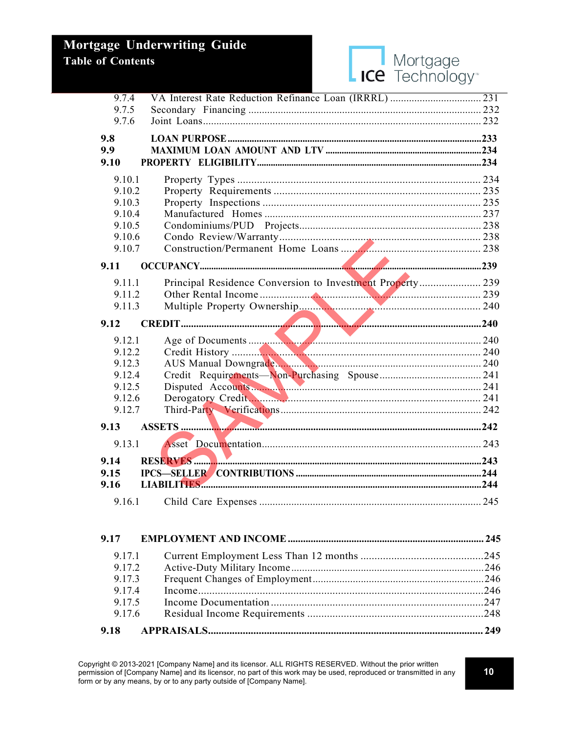| | | |
|---|---|---|
| 9.7.4 | VA Interest Rate Reduction Refinance Loan (IRRRL) | 231 |
| 9.7.5 | Secondary Financing | 232 |
| 9.7.6 | Joint Loans | 232 |
| **9.8** | **LOAN PURPOSE** | **233** |
| **9.9** | **MAXIMUM LOAN AMOUNT AND LTV** | **234** |
| **9.10** | **PROPERTY ELIGIBILITY** | **234** |
| 9.10.1 | Property Types | 234 |
| 9.10.2 | Property Requirements | 235 |
| 9.10.3 | Property Inspections | 235 |
| 9.10.4 | Manufactured Homes | 237 |
| 9.10.5 | Condominiums/PUD Projects | 238 |
| 9.10.6 | Condo Review/Warranty | 238 |
| 9.10.7 | Construction/Permanent Home Loans | 238 |
| **9.11** | **OCCUPANCY** | **239** |
| 9.11.1 | Principal Residence Conversion to Investment Property | 239 |
| 9.11.2 | Other Rental Income | 239 |
| 9.11.3 | Multiple Property Ownership | 240 |
| **9.12** | **CREDIT** | **240** |
| 9.12.1 | Age of Documents | 240 |
| 9.12.2 | Credit History | 240 |
| 9.12.3 | AUS Manual Downgrade | 240 |
| 9.12.4 | Credit Requirements—Non-Purchasing Spouse | 241 |
| 9.12.5 | Disputed Accounts | 241 |
| 9.12.6 | Derogatory Credit | 241 |
| 9.12.7 | Third-Party Verifications | 242 |
| **9.13** | **ASSETS** | **242** |
| 9.13.1 | Asset Documentation | 243 |
| **9.14** | **RESERVES** | **243** |
| **9.15** | **IPCS—SELLER CONTRIBUTIONS** | **244** |
| **9.16** | **LIABILITIES** | **244** |
| 9.16.1 | Child Care Expenses | 245 |
| **9.17** | **EMPLOYMENT AND INCOME** | **245** |
| 9.17.1 | Current Employment Less Than 12 months | 245 |
| 9.17.2 | Active-Duty Military Income | 246 |
| 9.17.3 | Frequent Changes of Employment | 246 |
| 9.17.4 | Income | 246 |
| 9.17.5 | Income Documentation | 247 |
| 9.17.6 | Residual Income Requirements | 248 |
| **9.18** | **APPRAISALS** | **249** |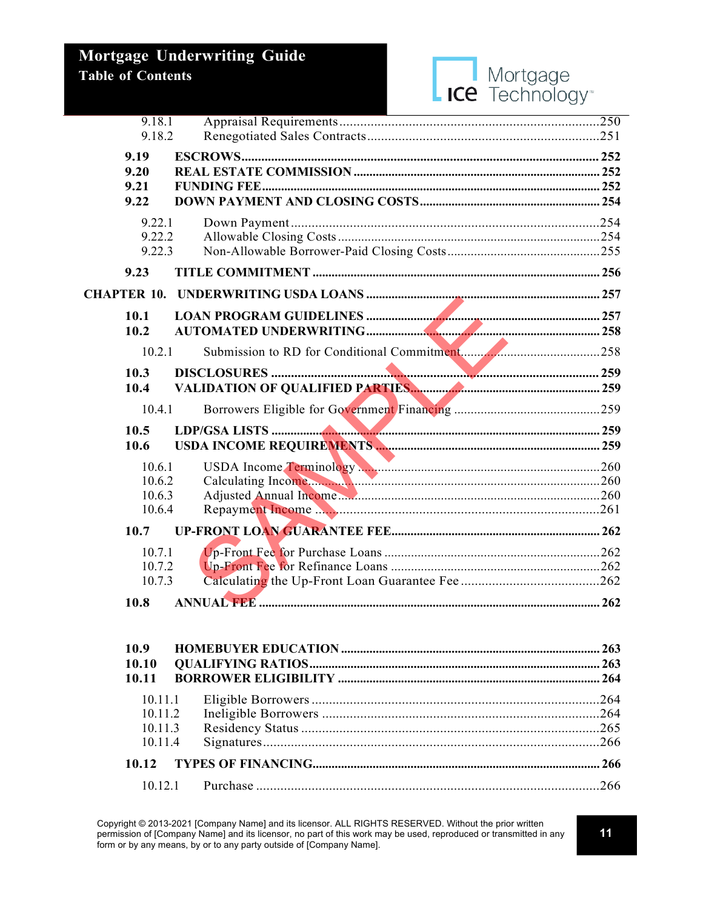| | | |
|---|---|---|
| 9.18.1 | Appraisal Requirements | 250 |
| 9.18.2 | Renegotiated Sales Contracts | 251 |
| **9.19** | **ESCROWS** | **252** |
| **9.20** | **REAL ESTATE COMMISSION** | **252** |
| **9.21** | **FUNDING FEE** | **252** |
| **9.22** | **DOWN PAYMENT AND CLOSING COSTS** | **254** |
| 9.22.1 | Down Payment | 254 |
| 9.22.2 | Allowable Closing Costs | 254 |
| 9.22.3 | Non-Allowable Borrower-Paid Closing Costs | 255 |
| **9.23** | **TITLE COMMITMENT** | **256** |
| **CHAPTER 10.** | **UNDERWRITING USDA LOANS** | **257** |
| **10.1** | **LOAN PROGRAM GUIDELINES** | **257** |
| **10.2** | **AUTOMATED UNDERWRITING** | **258** |
| 10.2.1 | Submission to RD for Conditional Commitment | 258 |
| **10.3** | **DISCLOSURES** | **259** |
| **10.4** | **VALIDATION OF QUALIFIED PARTIES** | **259** |
| 10.4.1 | Borrowers Eligible for Government Financing | 259 |
| **10.5** | **LDP/GSA LISTS** | **259** |
| **10.6** | **USDA INCOME REQUIREMENTS** | **259** |
| 10.6.1 | USDA Income Terminology | 260 |
| 10.6.2 | Calculating Income | 260 |
| 10.6.3 | Adjusted Annual Income | 260 |
| 10.6.4 | Repayment Income | 261 |
| **10.7** | **UP-FRONT LOAN GUARANTEE FEE** | **262** |
| 10.7.1 | Up-Front Fee for Purchase Loans | 262 |
| 10.7.2 | Up-Front Fee for Refinance Loans | 262 |
| 10.7.3 | Calculating the Up-Front Loan Guarantee Fee | 262 |
| **10.8** | **ANNUAL FEE** | **262** |
| **10.9** | **HOMEBUYER EDUCATION** | **263** |
| **10.10** | **QUALIFYING RATIOS** | **263** |
| **10.11** | **BORROWER ELIGIBILITY** | **264** |
| 10.11.1 | Eligible Borrowers | 264 |
| 10.11.2 | Ineligible Borrowers | 264 |
| 10.11.3 | Residency Status | 265 |
| 10.11.4 | Signatures | 266 |
| **10.12** | **TYPES OF FINANCING** | **266** |
| 10.12.1 | Purchase | 266 |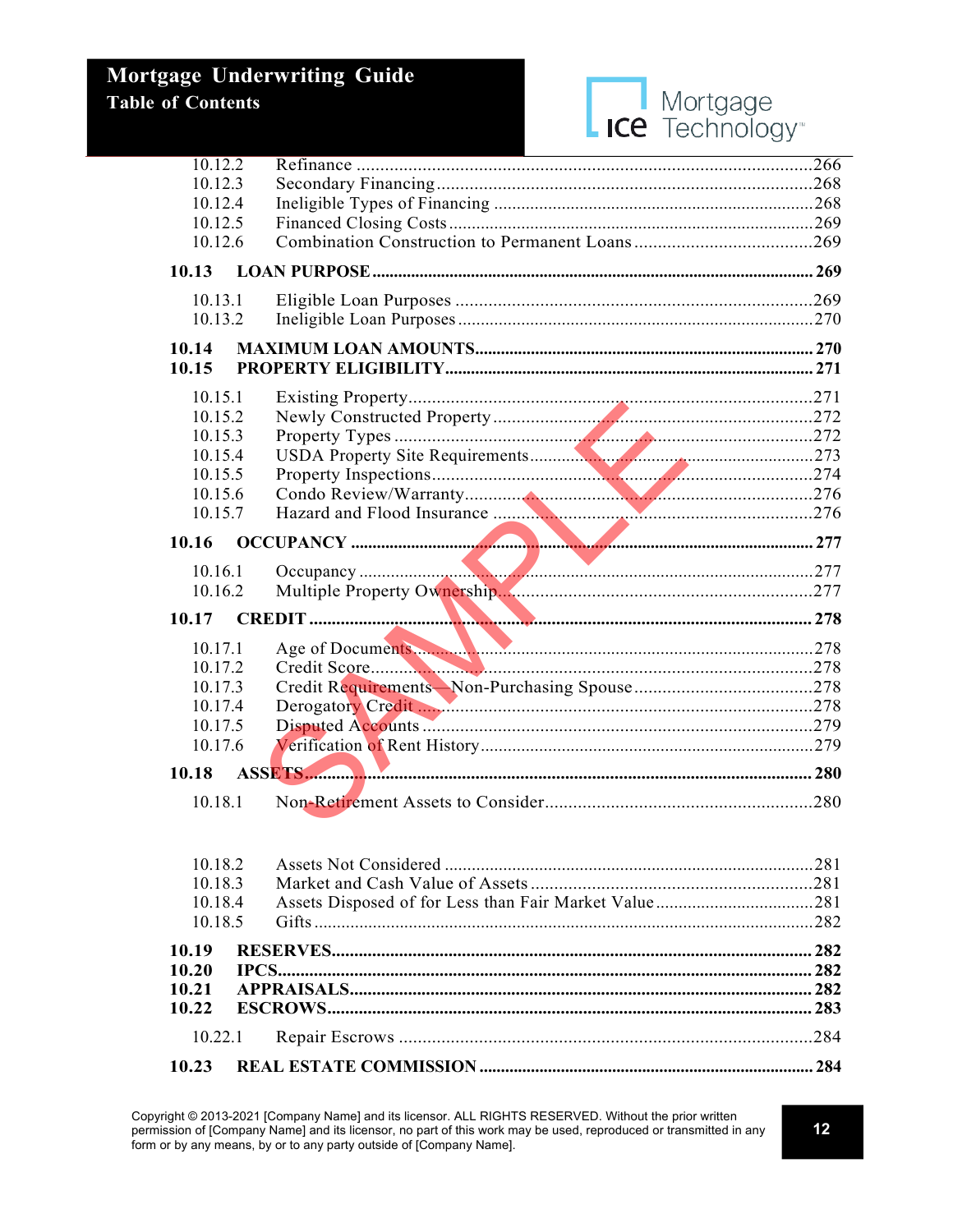- 10.12.2 Refinance ...................................................................................266
- 10.12.3 Secondary Financing ..........................................................................268
- 10.12.4 Ineligible Types of Financing ................................................................268
- 10.12.5 Financed Closing Costs .......................................................................269
- 10.12.6 Combination Construction to Permanent Loans .......................................269

**10.13 LOAN PURPOSE ................................................................................ 269**

- 10.13.1 Eligible Loan Purposes .......................................................................269
- 10.13.2 Ineligible Loan Purposes .....................................................................270

**10.14 MAXIMUM LOAN AMOUNTS ................................................................ 270**

**10.15 PROPERTY ELIGIBILITY ..................................................................... 271**

- 10.15.1 Existing Property ...............................................................................271
- 10.15.2 Newly Constructed Property .................................................................272
- 10.15.3 Property Types ..................................................................................272
- 10.15.4 USDA Property Site Requirements .........................................................273
- 10.15.5 Property Inspections ...........................................................................274
- 10.15.6 Condo Review/Warranty ......................................................................276
- 10.15.7 Hazard and Flood Insurance ................................................................276

**10.16 OCCUPANCY ...................................................................................... 277**

- 10.16.1 Occupancy ........................................................................................277
- 10.16.2 Multiple Property Ownership .................................................................277

**10.17 CREDIT ............................................................................................. 278**

- 10.17.1 Age of Documents ..............................................................................278
- 10.17.2 Credit Score ......................................................................................278
- 10.17.3 Credit Requirements—Non-Purchasing Spouse .........................................278
- 10.17.4 Derogatory Credit ...............................................................................278
- 10.17.5 Disputed Accounts ..............................................................................279
- 10.17.6 Verification of Rent History ..................................................................279

**10.18 ASSETS ............................................................................................. 280**

- 10.18.1 Non-Retirement Assets to Consider ........................................................280
- 10.18.2 Assets Not Considered ........................................................................281
- 10.18.3 Market and Cash Value of Assets ..........................................................281
- 10.18.4 Assets Disposed of for Less than Fair Market Value ..................................281
- 10.18.5 Gifts ................................................................................................282

**10.19 RESERVES ......................................................................................... 282**

**10.20 IPCS ................................................................................................. 282**

**10.21 APPRAISALS ...................................................................................... 282**

**10.22 ESCROWS .......................................................................................... 283**

- 10.22.1 Repair Escrows ..................................................................................284

**10.23 REAL ESTATE COMMISSION ................................................................ 284**

Copyright © 2013-2021 [Company Name] and its licensor. ALL RIGHTS RESERVED. Without the prior written permission of [Company Name] and its licensor, no part of this work may be used, reproduced or transmitted in any form or by any means, by or to any party outside of [Company Name].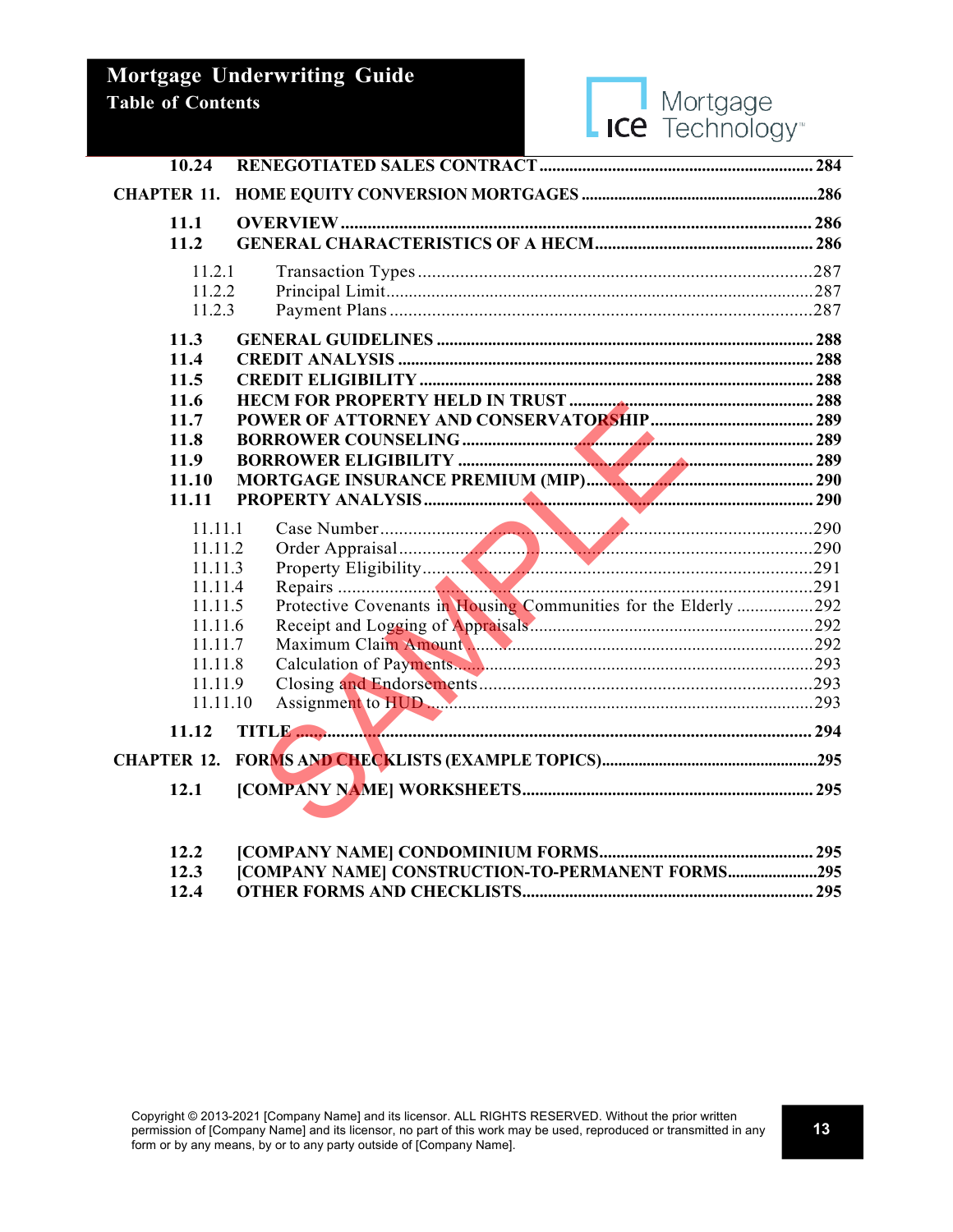| | | |
|---|---|---|
| **10.24** | **RENEGOTIATED SALES CONTRACT** | **284** |
| **CHAPTER 11.** | **HOME EQUITY CONVERSION MORTGAGES** | **286** |
| **11.1** | **OVERVIEW** | **286** |
| **11.2** | **GENERAL CHARACTERISTICS OF A HECM** | **286** |
| 11.2.1 | Transaction Types | 287 |
| 11.2.2 | Principal Limit | 287 |
| 11.2.3 | Payment Plans | 287 |
| **11.3** | **GENERAL GUIDELINES** | **288** |
| **11.4** | **CREDIT ANALYSIS** | **288** |
| **11.5** | **CREDIT ELIGIBILITY** | **288** |
| **11.6** | **HECM FOR PROPERTY HELD IN TRUST** | **288** |
| **11.7** | **POWER OF ATTORNEY AND CONSERVATORSHIP** | **289** |
| **11.8** | **BORROWER COUNSELING** | **289** |
| **11.9** | **BORROWER ELIGIBILITY** | **289** |
| **11.10** | **MORTGAGE INSURANCE PREMIUM (MIP)** | **290** |
| **11.11** | **PROPERTY ANALYSIS** | **290** |
| 11.11.1 | Case Number | 290 |
| 11.11.2 | Order Appraisal | 290 |
| 11.11.3 | Property Eligibility | 291 |
| 11.11.4 | Repairs | 291 |
| 11.11.5 | Protective Covenants in Housing Communities for the Elderly | 292 |
| 11.11.6 | Receipt and Logging of Appraisals | 292 |
| 11.11.7 | Maximum Claim Amount | 292 |
| 11.11.8 | Calculation of Payments | 293 |
| 11.11.9 | Closing and Endorsements | 293 |
| 11.11.10 | Assignment to HUD | 293 |
| **11.12** | **TITLE** | **294** |
| **CHAPTER 12.** | **FORMS AND CHECKLISTS (EXAMPLE TOPICS)** | **295** |
| **12.1** | **[COMPANY NAME] WORKSHEETS** | **295** |
| **12.2** | **[COMPANY NAME] CONDOMINIUM FORMS** | **295** |
| **12.3** | **[COMPANY NAME] CONSTRUCTION-TO-PERMANENT FORMS** | **295** |
| **12.4** | **OTHER FORMS AND CHECKLISTS** | **295** |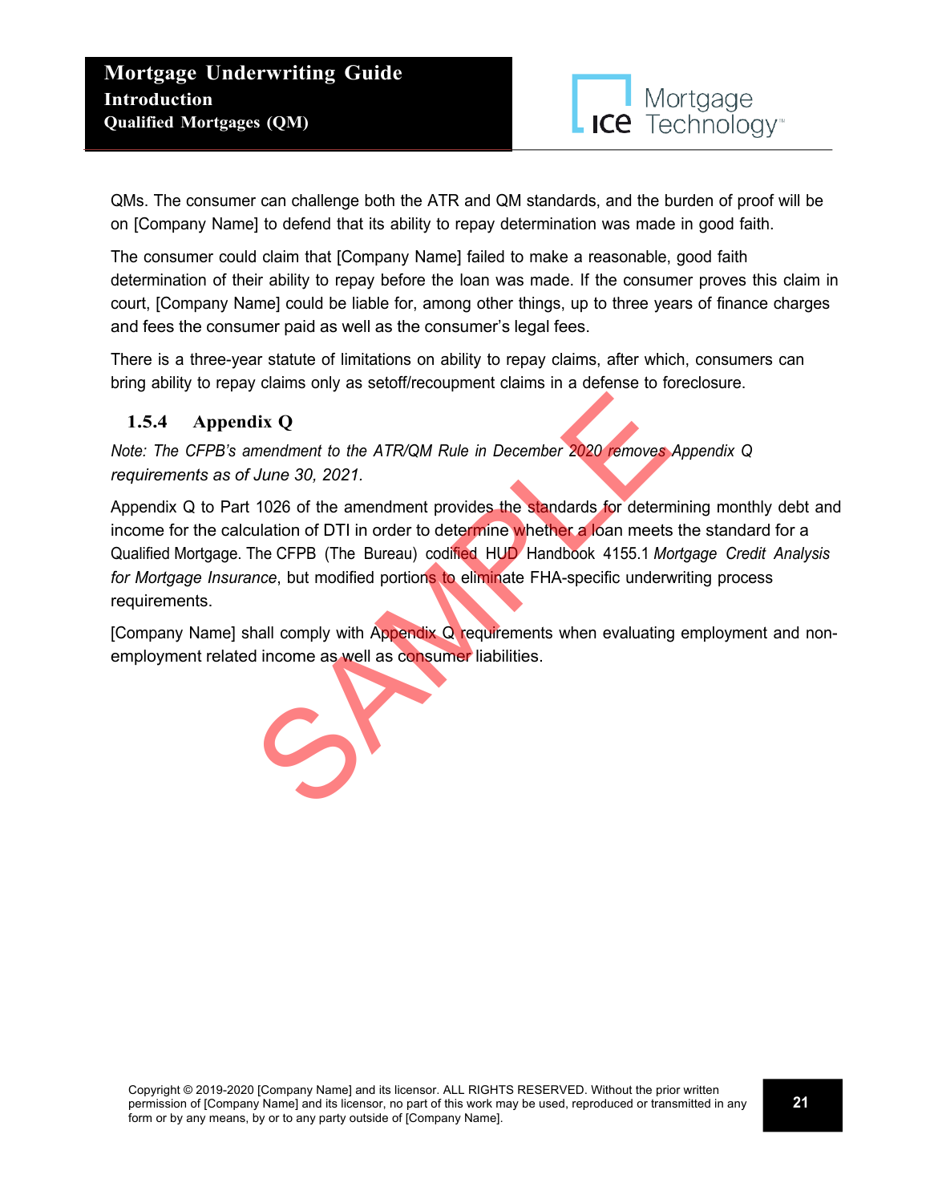QMs. The consumer can challenge both the ATR and QM standards, and the burden of proof will be on [Company Name] to defend that its ability to repay determination was made in good faith.

The consumer could claim that [Company Name] failed to make a reasonable, good faith determination of their ability to repay before the loan was made. If the consumer proves this claim in court, [Company Name] could be liable for, among other things, up to three years of finance charges and fees the consumer paid as well as the consumer's legal fees.

There is a three-year statute of limitations on ability to repay claims, after which, consumers can bring ability to repay claims only as setoff/recoupment claims in a defense to foreclosure.

### 1.5.4 Appendix Q

*Note: The CFPB's amendment to the ATR/QM Rule in December 2020 removes Appendix Q requirements as of June 30, 2021.*

Appendix Q to Part 1026 of the amendment provides the standards for determining monthly debt and income for the calculation of DTI in order to determine whether a loan meets the standard for a Qualified Mortgage. The CFPB (The Bureau) codified HUD Handbook 4155.1 *Mortgage Credit Analysis for Mortgage Insurance*, but modified portions to eliminate FHA-specific underwriting process requirements.

[Company Name] shall comply with Appendix Q requirements when evaluating employment and non-employment related income as well as consumer liabilities.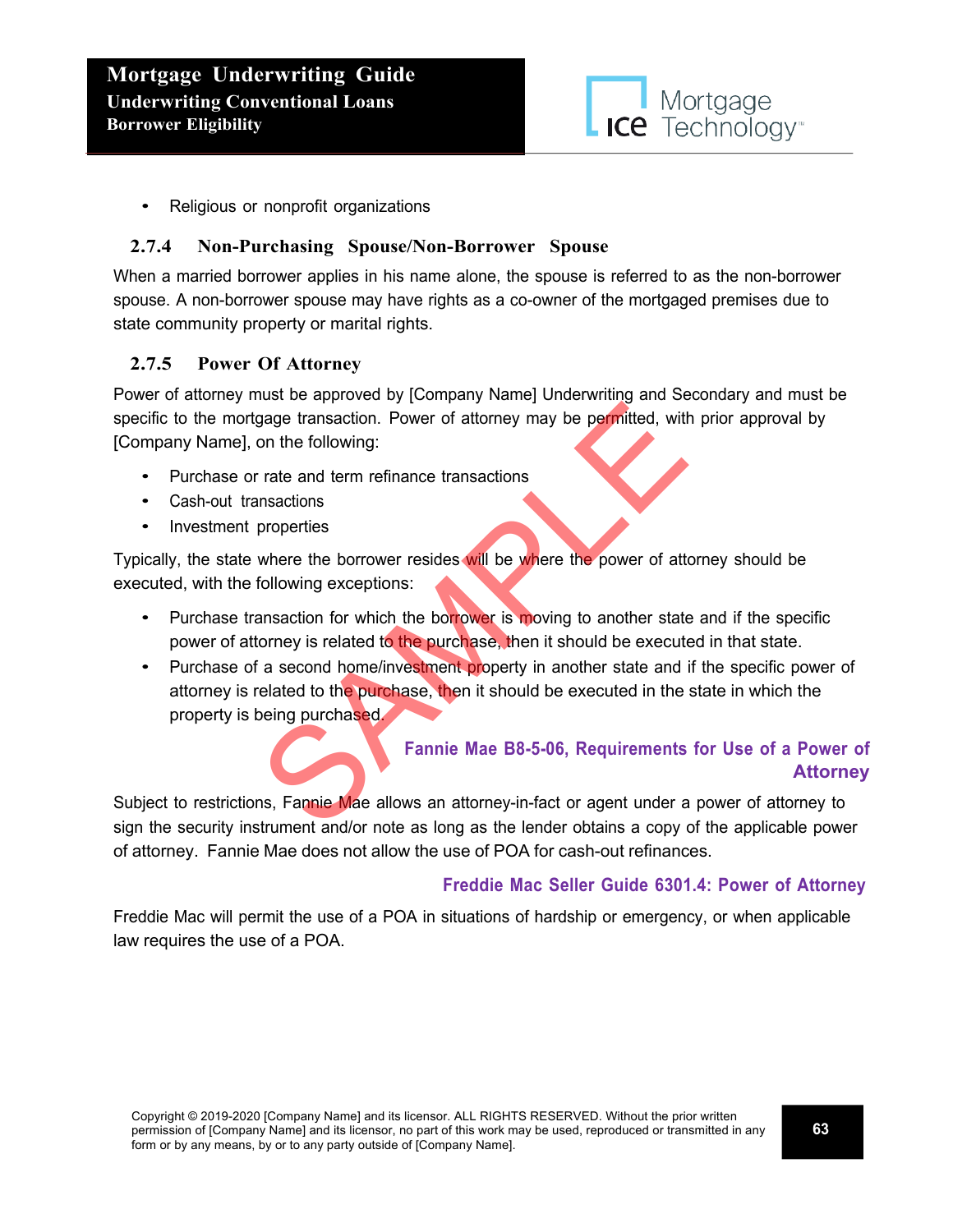- Religious or nonprofit organizations

### 2.7.4 Non-Purchasing Spouse/Non-Borrower Spouse

When a married borrower applies in his name alone, the spouse is referred to as the non-borrower spouse. A non-borrower spouse may have rights as a co-owner of the mortgaged premises due to state community property or marital rights.

### 2.7.5 Power Of Attorney

Power of attorney must be approved by [Company Name] Underwriting and Secondary and must be specific to the mortgage transaction. Power of attorney may be permitted, with prior approval by [Company Name], on the following:

- Purchase or rate and term refinance transactions
- Cash-out transactions
- Investment properties

Typically, the state where the borrower resides will be where the power of attorney should be executed, with the following exceptions:

- Purchase transaction for which the borrower is moving to another state and if the specific power of attorney is related to the purchase, then it should be executed in that state.
- Purchase of a second home/investment property in another state and if the specific power of attorney is related to the purchase, then it should be executed in the state in which the property is being purchased.

**Fannie Mae B8-5-06, Requirements for Use of a Power of Attorney**

Subject to restrictions, Fannie Mae allows an attorney-in-fact or agent under a power of attorney to sign the security instrument and/or note as long as the lender obtains a copy of the applicable power of attorney. Fannie Mae does not allow the use of POA for cash-out refinances.

**Freddie Mac Seller Guide 6301.4: Power of Attorney**

Freddie Mac will permit the use of a POA in situations of hardship or emergency, or when applicable law requires the use of a POA.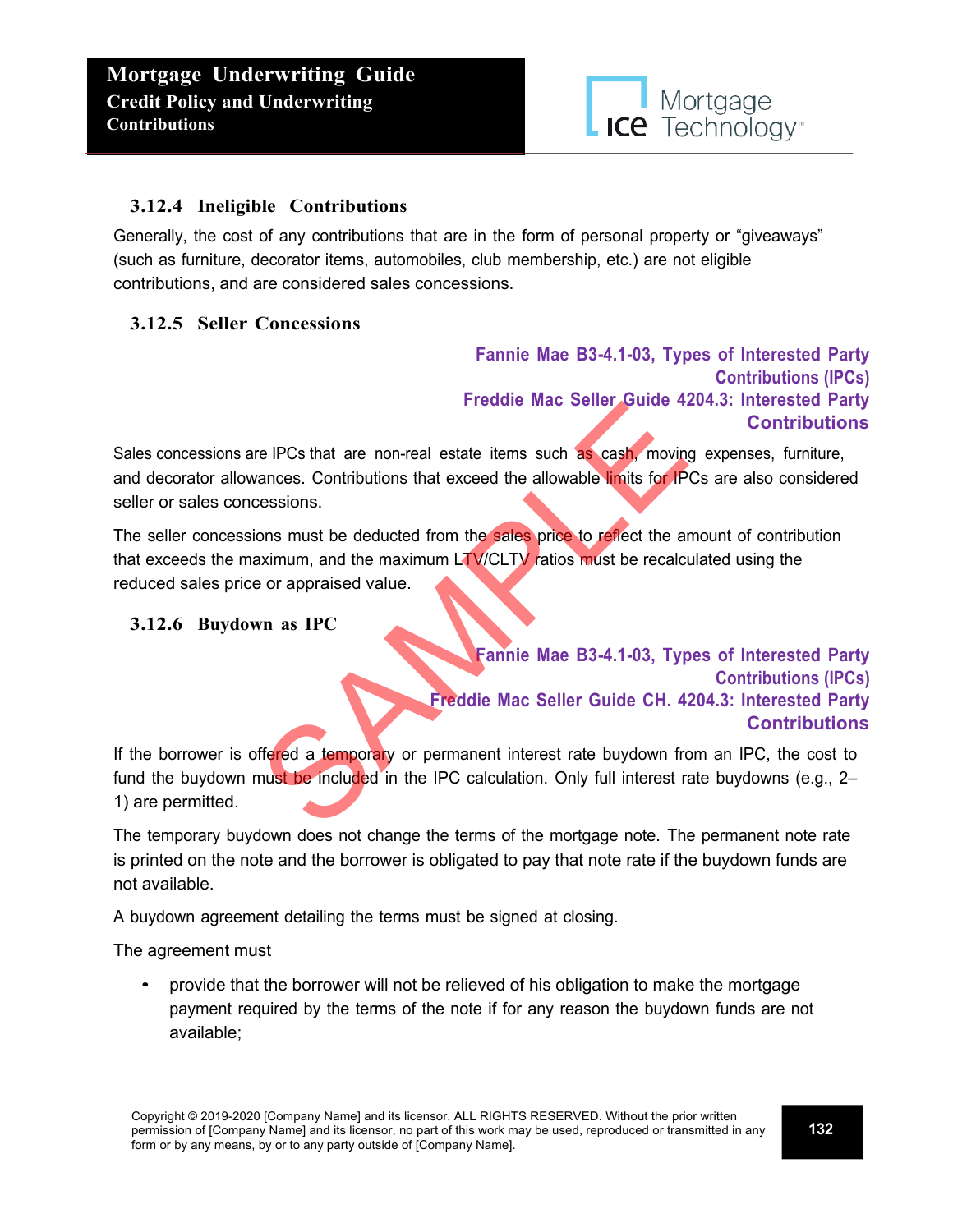### 3.12.4 Ineligible Contributions

Generally, the cost of any contributions that are in the form of personal property or "giveaways" (such as furniture, decorator items, automobiles, club membership, etc.) are not eligible contributions, and are considered sales concessions.

### 3.12.5 Seller Concessions

Fannie Mae B3-4.1-03, Types of Interested Party Contributions (IPCs)
Freddie Mac Seller Guide 4204.3: Interested Party Contributions

Sales concessions are IPCs that are non-real estate items such as cash, moving expenses, furniture, and decorator allowances. Contributions that exceed the allowable limits for IPCs are also considered seller or sales concessions.

The seller concessions must be deducted from the sales price to reflect the amount of contribution that exceeds the maximum, and the maximum LTV/CLTV ratios must be recalculated using the reduced sales price or appraised value.

### 3.12.6 Buydown as IPC

Fannie Mae B3-4.1-03, Types of Interested Party Contributions (IPCs)
Freddie Mac Seller Guide CH. 4204.3: Interested Party Contributions

If the borrower is offered a temporary or permanent interest rate buydown from an IPC, the cost to fund the buydown must be included in the IPC calculation. Only full interest rate buydowns (e.g., 2–1) are permitted.

The temporary buydown does not change the terms of the mortgage note. The permanent note rate is printed on the note and the borrower is obligated to pay that note rate if the buydown funds are not available.

A buydown agreement detailing the terms must be signed at closing.

The agreement must

- provide that the borrower will not be relieved of his obligation to make the mortgage payment required by the terms of the note if for any reason the buydown funds are not available;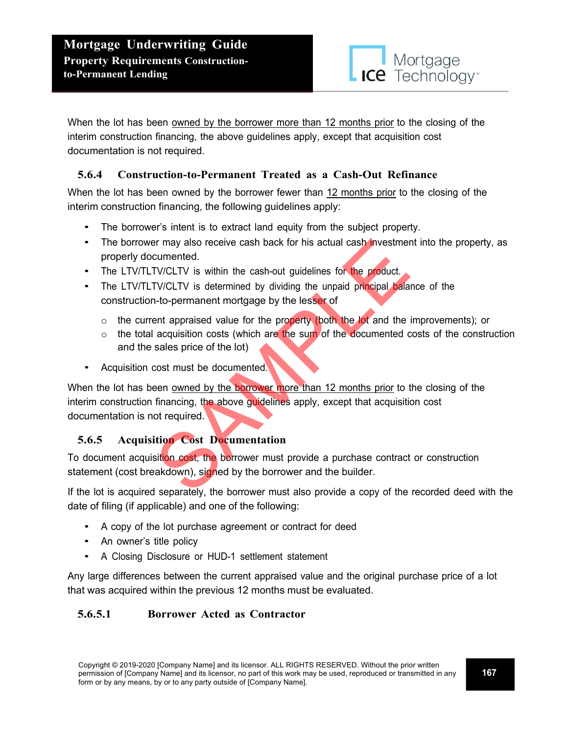When the lot has been owned by the borrower more than 12 months prior to the closing of the interim construction financing, the above guidelines apply, except that acquisition cost documentation is not required.

### 5.6.4 Construction-to-Permanent Treated as a Cash-Out Refinance

When the lot has been owned by the borrower fewer than 12 months prior to the closing of the interim construction financing, the following guidelines apply:

- The borrower's intent is to extract land equity from the subject property.
- The borrower may also receive cash back for his actual cash investment into the property, as properly documented.
- The LTV/TLTV/CLTV is within the cash-out guidelines for the product.
- The LTV/TLTV/CLTV is determined by dividing the unpaid principal balance of the construction-to-permanent mortgage by the lesser of
  - the current appraised value for the property (both the lot and the improvements); or
  - the total acquisition costs (which are the sum of the documented costs of the construction and the sales price of the lot)
- Acquisition cost must be documented.

When the lot has been owned by the borrower more than 12 months prior to the closing of the interim construction financing, the above guidelines apply, except that acquisition cost documentation is not required.

### 5.6.5 Acquisition Cost Documentation

To document acquisition cost, the borrower must provide a purchase contract or construction statement (cost breakdown), signed by the borrower and the builder.

If the lot is acquired separately, the borrower must also provide a copy of the recorded deed with the date of filing (if applicable) and one of the following:

- A copy of the lot purchase agreement or contract for deed
- An owner's title policy
- A Closing Disclosure or HUD-1 settlement statement

Any large differences between the current appraised value and the original purchase price of a lot that was acquired within the previous 12 months must be evaluated.

#### 5.6.5.1 Borrower Acted as Contractor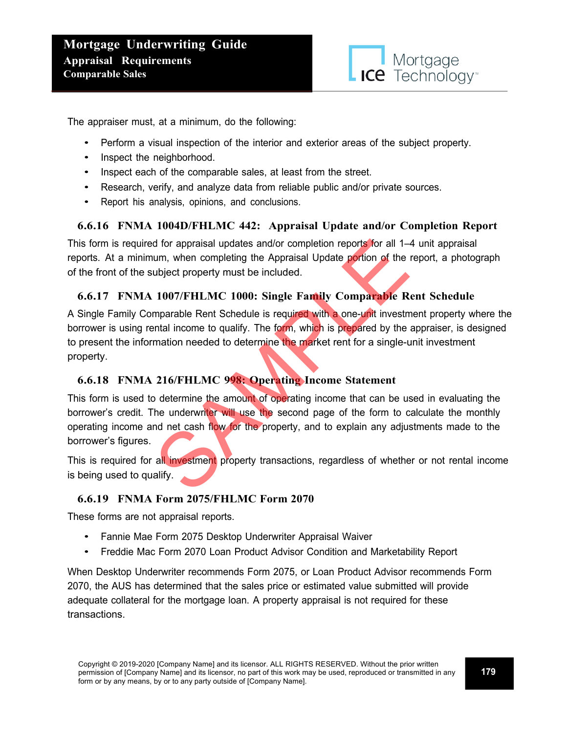The appraiser must, at a minimum, do the following:

- Perform a visual inspection of the interior and exterior areas of the subject property.
- Inspect the neighborhood.
- Inspect each of the comparable sales, at least from the street.
- Research, verify, and analyze data from reliable public and/or private sources.
- Report his analysis, opinions, and conclusions.

### 6.6.16 FNMA 1004D/FHLMC 442: Appraisal Update and/or Completion Report

This form is required for appraisal updates and/or completion reports for all 1–4 unit appraisal reports. At a minimum, when completing the Appraisal Update portion of the report, a photograph of the front of the subject property must be included.

### 6.6.17 FNMA 1007/FHLMC 1000: Single Family Comparable Rent Schedule

A Single Family Comparable Rent Schedule is required with a one-unit investment property where the borrower is using rental income to qualify. The form, which is prepared by the appraiser, is designed to present the information needed to determine the market rent for a single-unit investment property.

### 6.6.18 FNMA 216/FHLMC 998: Operating Income Statement

This form is used to determine the amount of operating income that can be used in evaluating the borrower's credit. The underwriter will use the second page of the form to calculate the monthly operating income and net cash flow for the property, and to explain any adjustments made to the borrower's figures.

This is required for all investment property transactions, regardless of whether or not rental income is being used to qualify.

### 6.6.19 FNMA Form 2075/FHLMC Form 2070

These forms are not appraisal reports.

- Fannie Mae Form 2075 Desktop Underwriter Appraisal Waiver
- Freddie Mac Form 2070 Loan Product Advisor Condition and Marketability Report

When Desktop Underwriter recommends Form 2075, or Loan Product Advisor recommends Form 2070, the AUS has determined that the sales price or estimated value submitted will provide adequate collateral for the mortgage loan. A property appraisal is not required for these transactions.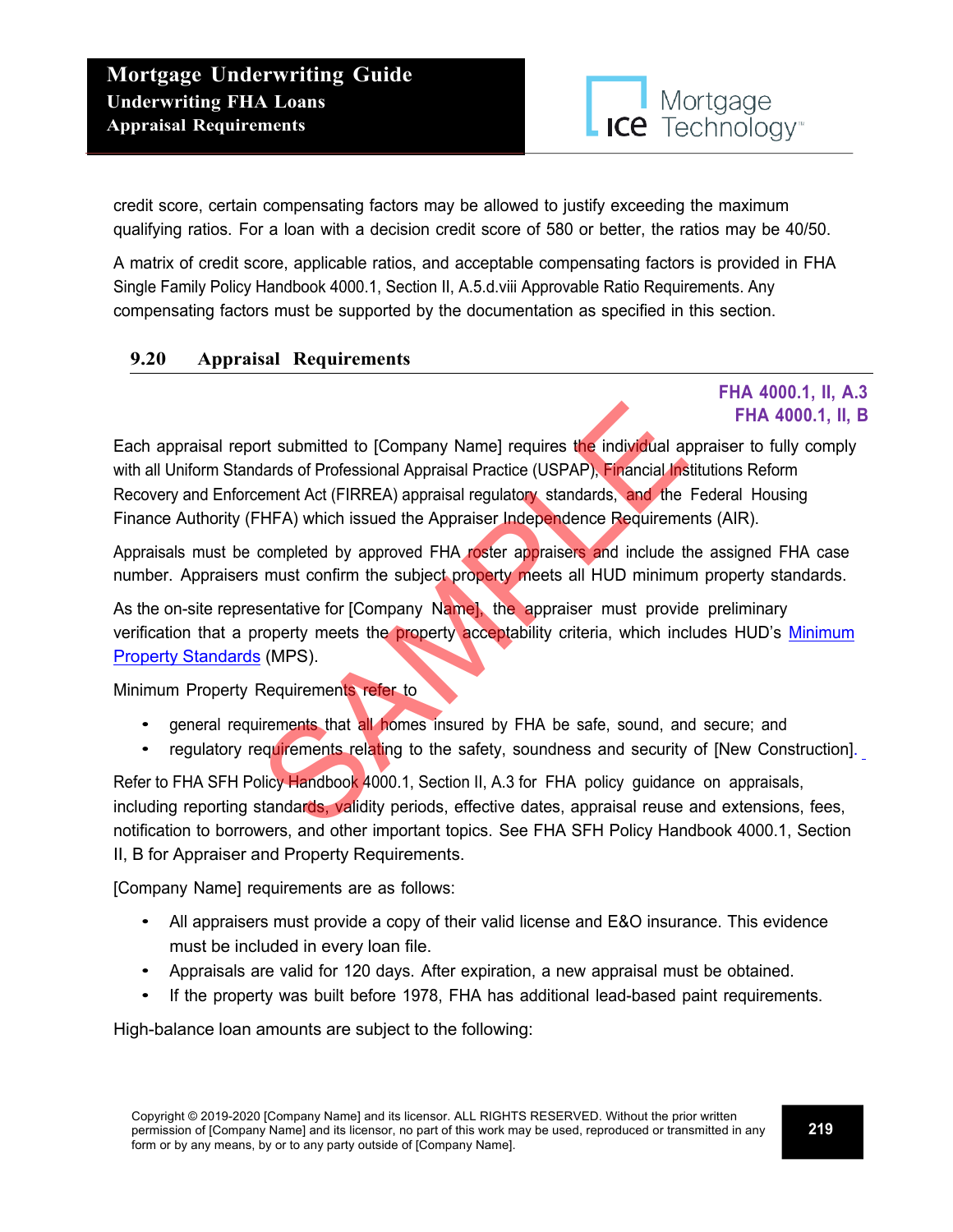credit score, certain compensating factors may be allowed to justify exceeding the maximum qualifying ratios. For a loan with a decision credit score of 580 or better, the ratios may be 40/50.

A matrix of credit score, applicable ratios, and acceptable compensating factors is provided in FHA Single Family Policy Handbook 4000.1, Section II, A.5.d.viii Approvable Ratio Requirements. Any compensating factors must be supported by the documentation as specified in this section.

## 9.20 Appraisal Requirements

**FHA 4000.1, II, A.3**
**FHA 4000.1, II, B**

Each appraisal report submitted to [Company Name] requires the individual appraiser to fully comply with all Uniform Standards of Professional Appraisal Practice (USPAP), Financial Institutions Reform Recovery and Enforcement Act (FIRREA) appraisal regulatory standards, and the Federal Housing Finance Authority (FHFA) which issued the Appraiser Independence Requirements (AIR).

Appraisals must be completed by approved FHA roster appraisers and include the assigned FHA case number. Appraisers must confirm the subject property meets all HUD minimum property standards.

As the on-site representative for [Company Name], the appraiser must provide preliminary verification that a property meets the property acceptability criteria, which includes HUD's Minimum Property Standards (MPS).

Minimum Property Requirements refer to

- general requirements that all homes insured by FHA be safe, sound, and secure; and
- regulatory requirements relating to the safety, soundness and security of [New Construction].

Refer to FHA SFH Policy Handbook 4000.1, Section II, A.3 for FHA policy guidance on appraisals, including reporting standards, validity periods, effective dates, appraisal reuse and extensions, fees, notification to borrowers, and other important topics. See FHA SFH Policy Handbook 4000.1, Section II, B for Appraiser and Property Requirements.

[Company Name] requirements are as follows:

- All appraisers must provide a copy of their valid license and E&O insurance. This evidence must be included in every loan file.
- Appraisals are valid for 120 days. After expiration, a new appraisal must be obtained.
- If the property was built before 1978, FHA has additional lead-based paint requirements.

High-balance loan amounts are subject to the following: